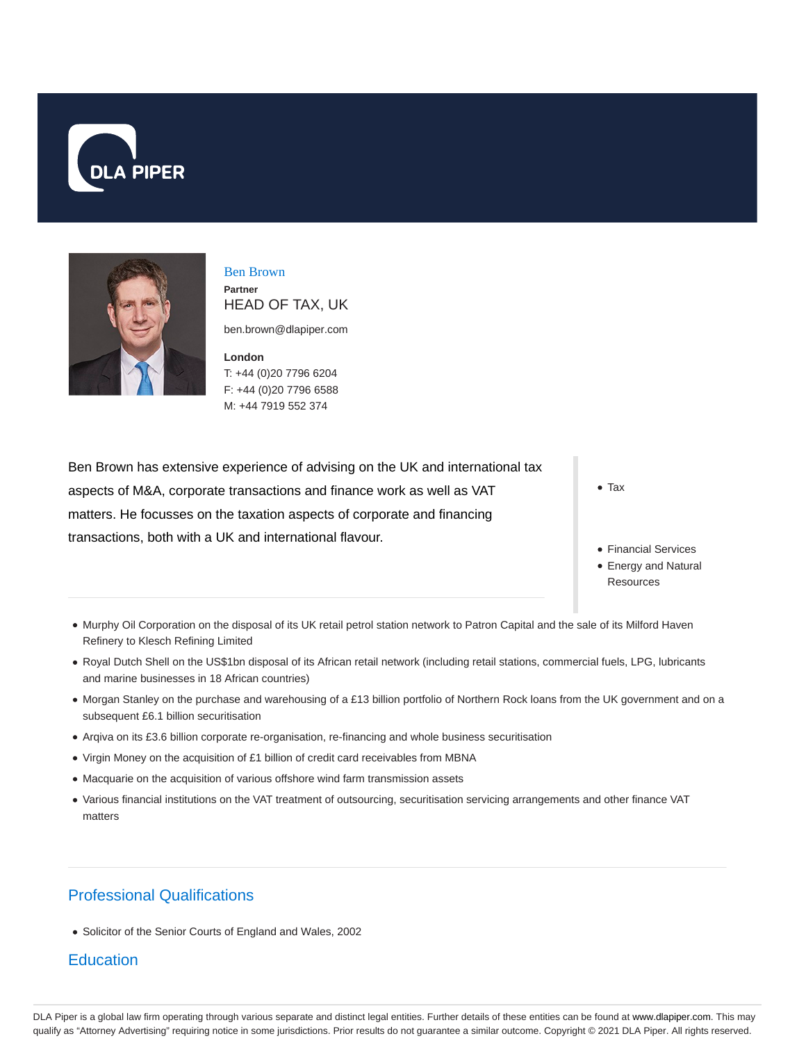DLA PIPER

# Ben Brown

**Partner**

HEAD OF TAX, UK

ben.brown@dlapiper.com

**London**

T: +44 (0)20 7796 6204
F: +44 (0)20 7796 6588
M: +44 7919 552 374

Ben Brown has extensive experience of advising on the UK and international tax aspects of M&A, corporate transactions and finance work as well as VAT matters. He focusses on the taxation aspects of corporate and financing transactions, both with a UK and international flavour.

- Tax

- Financial Services
- Energy and Natural Resources

- Murphy Oil Corporation on the disposal of its UK retail petrol station network to Patron Capital and the sale of its Milford Haven Refinery to Klesch Refining Limited
- Royal Dutch Shell on the US$1bn disposal of its African retail network (including retail stations, commercial fuels, LPG, lubricants and marine businesses in 18 African countries)
- Morgan Stanley on the purchase and warehousing of a £13 billion portfolio of Northern Rock loans from the UK government and on a subsequent £6.1 billion securitisation
- Arqiva on its £3.6 billion corporate re-organisation, re-financing and whole business securitisation
- Virgin Money on the acquisition of £1 billion of credit card receivables from MBNA
- Macquarie on the acquisition of various offshore wind farm transmission assets
- Various financial institutions on the VAT treatment of outsourcing, securitisation servicing arrangements and other finance VAT matters

## Professional Qualifications

- Solicitor of the Senior Courts of England and Wales, 2002

## Education

DLA Piper is a global law firm operating through various separate and distinct legal entities. Further details of these entities can be found at www.dlapiper.com. This may qualify as "Attorney Advertising" requiring notice in some jurisdictions. Prior results do not guarantee a similar outcome. Copyright © 2021 DLA Piper. All rights reserved.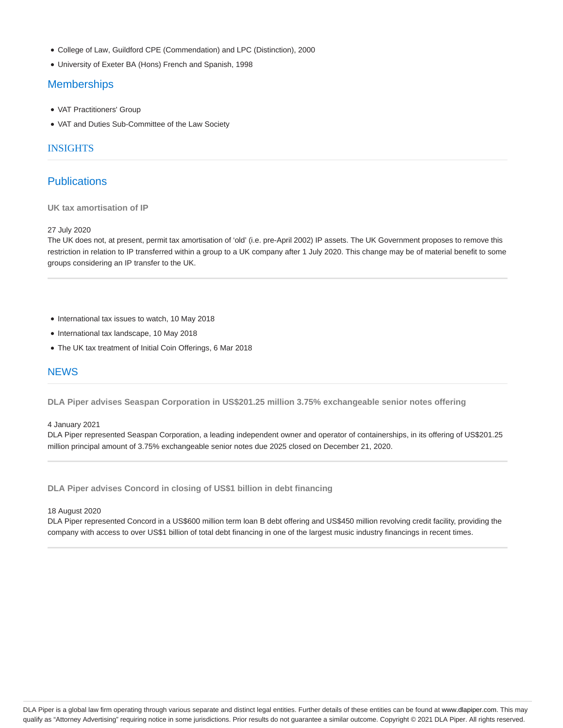- College of Law, Guildford CPE (Commendation) and LPC (Distinction), 2000
- University of Exeter BA (Hons) French and Spanish, 1998

## Memberships

- VAT Practitioners' Group
- VAT and Duties Sub-Committee of the Law Society

## INSIGHTS

## Publications

**UK tax amortisation of IP**

27 July 2020
The UK does not, at present, permit tax amortisation of 'old' (i.e. pre-April 2002) IP assets. The UK Government proposes to remove this restriction in relation to IP transferred within a group to a UK company after 1 July 2020. This change may be of material benefit to some groups considering an IP transfer to the UK.

- International tax issues to watch, 10 May 2018
- International tax landscape, 10 May 2018
- The UK tax treatment of Initial Coin Offerings, 6 Mar 2018

## NEWS

**DLA Piper advises Seaspan Corporation in US$201.25 million 3.75% exchangeable senior notes offering**

4 January 2021
DLA Piper represented Seaspan Corporation, a leading independent owner and operator of containerships, in its offering of US$201.25 million principal amount of 3.75% exchangeable senior notes due 2025 closed on December 21, 2020.

**DLA Piper advises Concord in closing of US$1 billion in debt financing**

18 August 2020
DLA Piper represented Concord in a US$600 million term loan B debt offering and US$450 million revolving credit facility, providing the company with access to over US$1 billion of total debt financing in one of the largest music industry financings in recent times.

DLA Piper is a global law firm operating through various separate and distinct legal entities. Further details of these entities can be found at www.dlapiper.com. This may qualify as "Attorney Advertising" requiring notice in some jurisdictions. Prior results do not guarantee a similar outcome. Copyright © 2021 DLA Piper. All rights reserved.